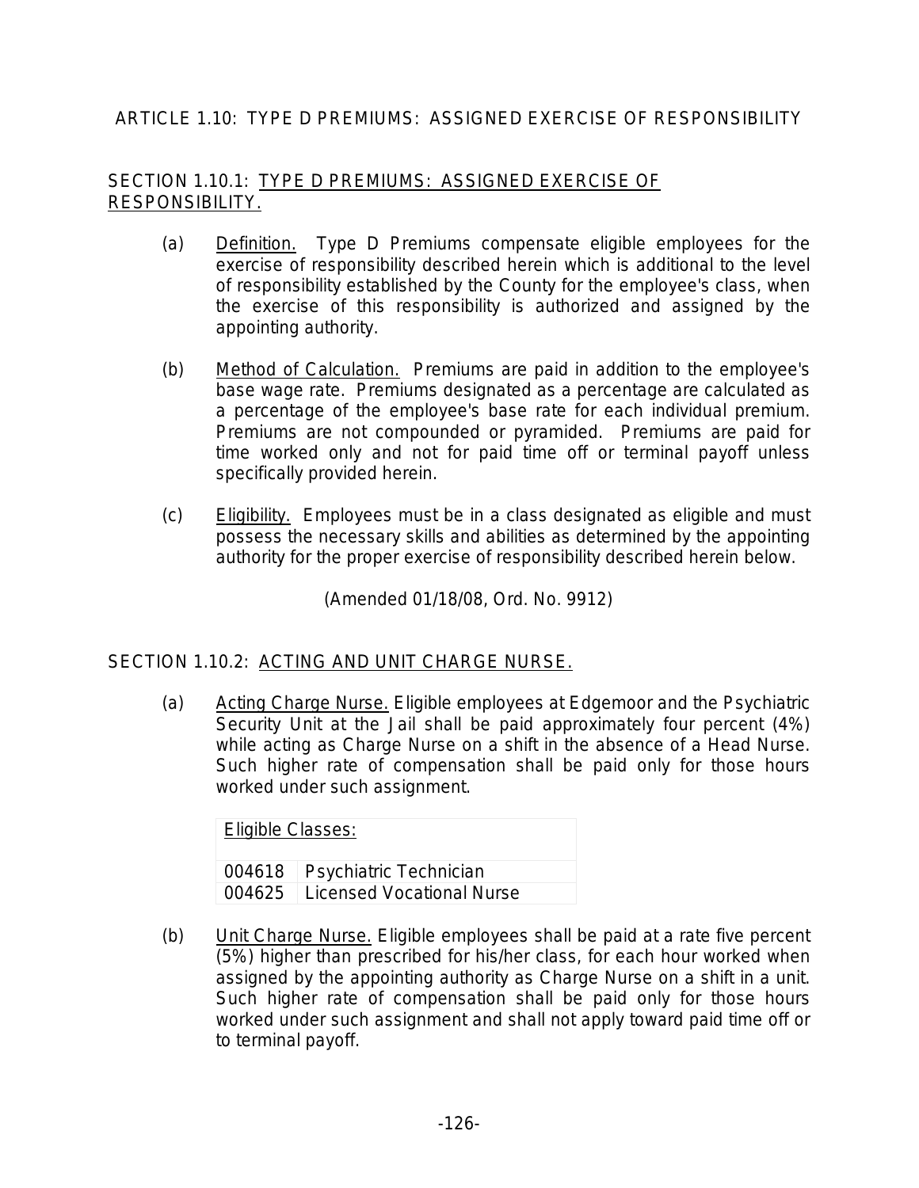## ARTICLE 1.10: TYPE D PREMIUMS: ASSIGNED EXERCISE OF RESPONSIBILITY

### SECTION 1.10.1: TYPE D PREMIUMS: ASSIGNED EXERCISE OF RESPONSIBILITY.

(a) Definition. Type D Premiums compensate eligible employees for the exercise of responsibility described herein which is additional to the level of responsibility established by the County for the employee's class, when the exercise of this responsibility is authorized and assigned by the appointing authority.

(b) Method of Calculation. Premiums are paid in addition to the employee's base wage rate. Premiums designated as a percentage are calculated as a percentage of the employee's base rate for each individual premium. Premiums are not compounded or pyramided. Premiums are paid for time worked only and not for paid time off or terminal payoff unless specifically provided herein.

(c) Eligibility. Employees must be in a class designated as eligible and must possess the necessary skills and abilities as determined by the appointing authority for the proper exercise of responsibility described herein below.

(Amended 01/18/08, Ord. No. 9912)

### SECTION 1.10.2: ACTING AND UNIT CHARGE NURSE.

(a) Acting Charge Nurse. Eligible employees at Edgemoor and the Psychiatric Security Unit at the Jail shall be paid approximately four percent (4%) while acting as Charge Nurse on a shift in the absence of a Head Nurse. Such higher rate of compensation shall be paid only for those hours worked under such assignment.

| Eligible Classes: | |
|---|---|
| 004618 | Psychiatric Technician |
| 004625 | Licensed Vocational Nurse |

(b) Unit Charge Nurse. Eligible employees shall be paid at a rate five percent (5%) higher than prescribed for his/her class, for each hour worked when assigned by the appointing authority as Charge Nurse on a shift in a unit. Such higher rate of compensation shall be paid only for those hours worked under such assignment and shall not apply toward paid time off or to terminal payoff.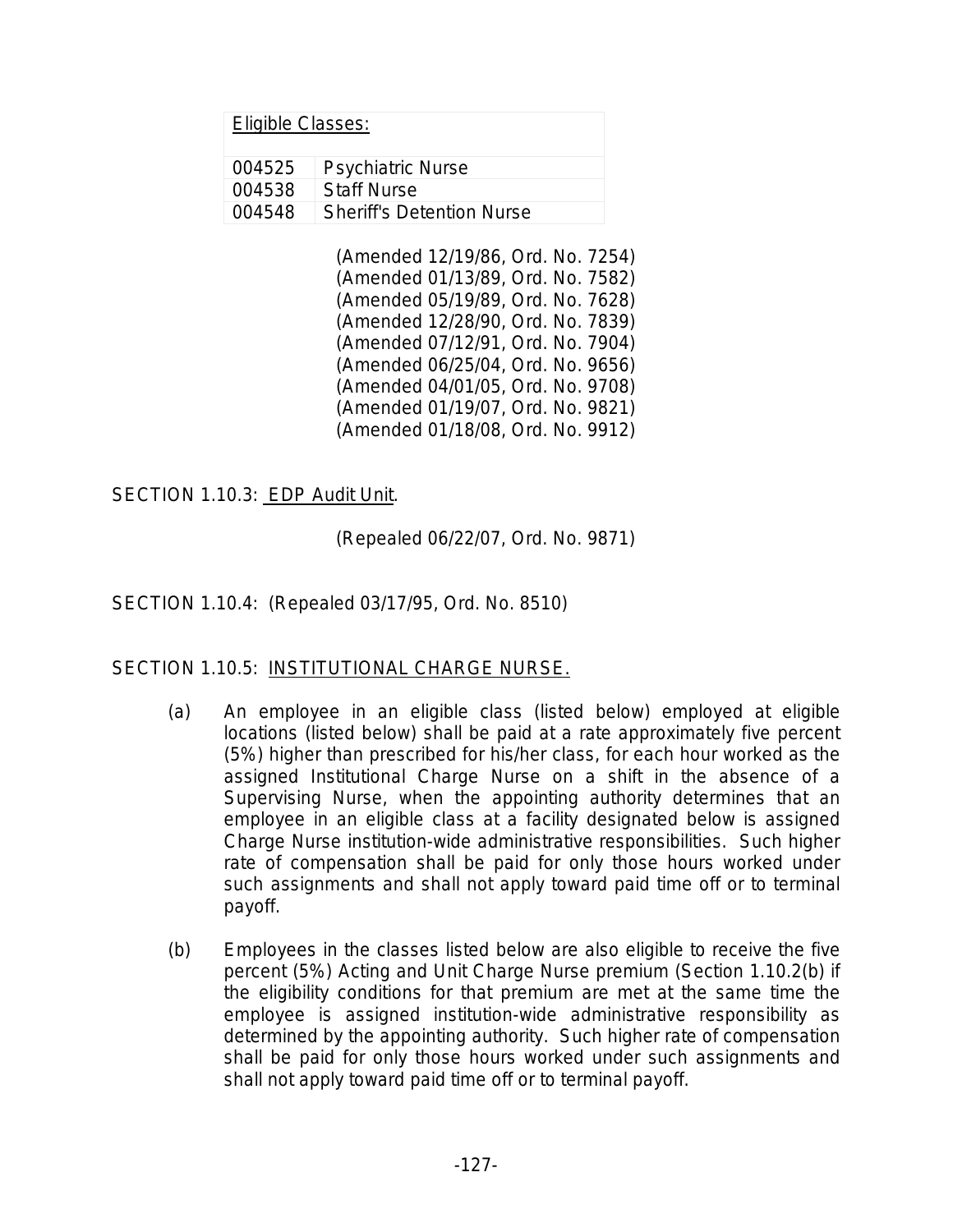| Eligible Classes: | |
|---|---|
| 004525 | Psychiatric Nurse |
| 004538 | Staff Nurse |
| 004548 | Sheriff's Detention Nurse |

(Amended 12/19/86, Ord. No. 7254)
(Amended 01/13/89, Ord. No. 7582)
(Amended 05/19/89, Ord. No. 7628)
(Amended 12/28/90, Ord. No. 7839)
(Amended 07/12/91, Ord. No. 7904)
(Amended 06/25/04, Ord. No. 9656)
(Amended 04/01/05, Ord. No. 9708)
(Amended 01/19/07, Ord. No. 9821)
(Amended 01/18/08, Ord. No. 9912)

SECTION 1.10.3: EDP Audit Unit.

(Repealed 06/22/07, Ord. No. 9871)

SECTION 1.10.4: (Repealed 03/17/95, Ord. No. 8510)

SECTION 1.10.5: INSTITUTIONAL CHARGE NURSE.

(a) An employee in an eligible class (listed below) employed at eligible locations (listed below) shall be paid at a rate approximately five percent (5%) higher than prescribed for his/her class, for each hour worked as the assigned Institutional Charge Nurse on a shift in the absence of a Supervising Nurse, when the appointing authority determines that an employee in an eligible class at a facility designated below is assigned Charge Nurse institution-wide administrative responsibilities. Such higher rate of compensation shall be paid for only those hours worked under such assignments and shall not apply toward paid time off or to terminal payoff.

(b) Employees in the classes listed below are also eligible to receive the five percent (5%) Acting and Unit Charge Nurse premium (Section 1.10.2(b) if the eligibility conditions for that premium are met at the same time the employee is assigned institution-wide administrative responsibility as determined by the appointing authority. Such higher rate of compensation shall be paid for only those hours worked under such assignments and shall not apply toward paid time off or to terminal payoff.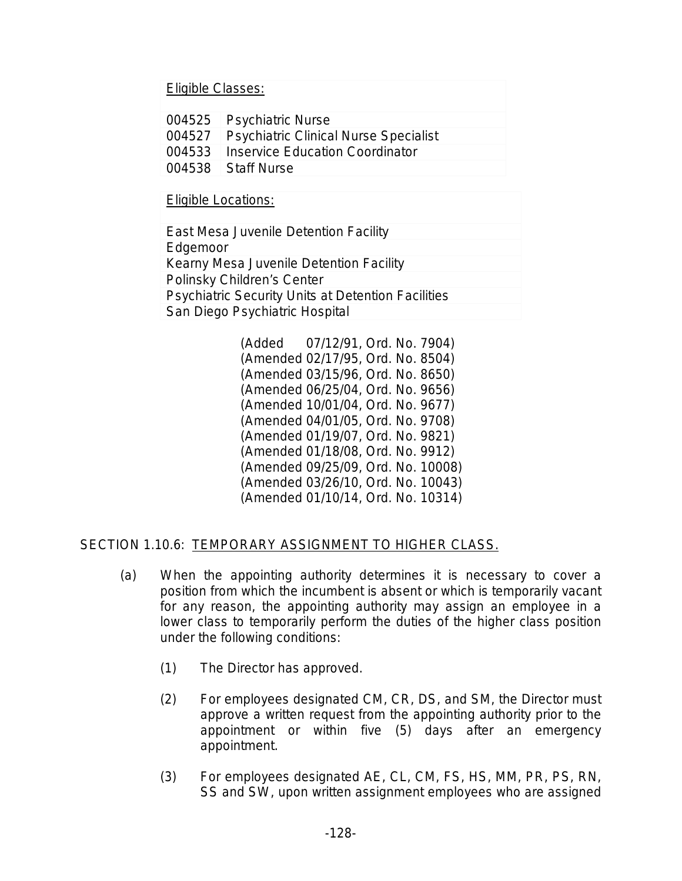| Eligible Classes: | |
|---|---|
| 004525 | Psychiatric Nurse |
| 004527 | Psychiatric Clinical Nurse Specialist |
| 004533 | Inservice Education Coordinator |
| 004538 | Staff Nurse |

| Eligible Locations: |
|---|
| East Mesa Juvenile Detention Facility |
| Edgemoor |
| Kearny Mesa Juvenile Detention Facility |
| Polinsky Children's Center |
| Psychiatric Security Units at Detention Facilities |
| San Diego Psychiatric Hospital |

(Added 07/12/91, Ord. No. 7904)
(Amended 02/17/95, Ord. No. 8504)
(Amended 03/15/96, Ord. No. 8650)
(Amended 06/25/04, Ord. No. 9656)
(Amended 10/01/04, Ord. No. 9677)
(Amended 04/01/05, Ord. No. 9708)
(Amended 01/19/07, Ord. No. 9821)
(Amended 01/18/08, Ord. No. 9912)
(Amended 09/25/09, Ord. No. 10008)
(Amended 03/26/10, Ord. No. 10043)
(Amended 01/10/14, Ord. No. 10314)

## SECTION 1.10.6: TEMPORARY ASSIGNMENT TO HIGHER CLASS.

(a) When the appointing authority determines it is necessary to cover a position from which the incumbent is absent or which is temporarily vacant for any reason, the appointing authority may assign an employee in a lower class to temporarily perform the duties of the higher class position under the following conditions:

(1) The Director has approved.

(2) For employees designated CM, CR, DS, and SM, the Director must approve a written request from the appointing authority prior to the appointment or within five (5) days after an emergency appointment.

(3) For employees designated AE, CL, CM, FS, HS, MM, PR, PS, RN, SS and SW, upon written assignment employees who are assigned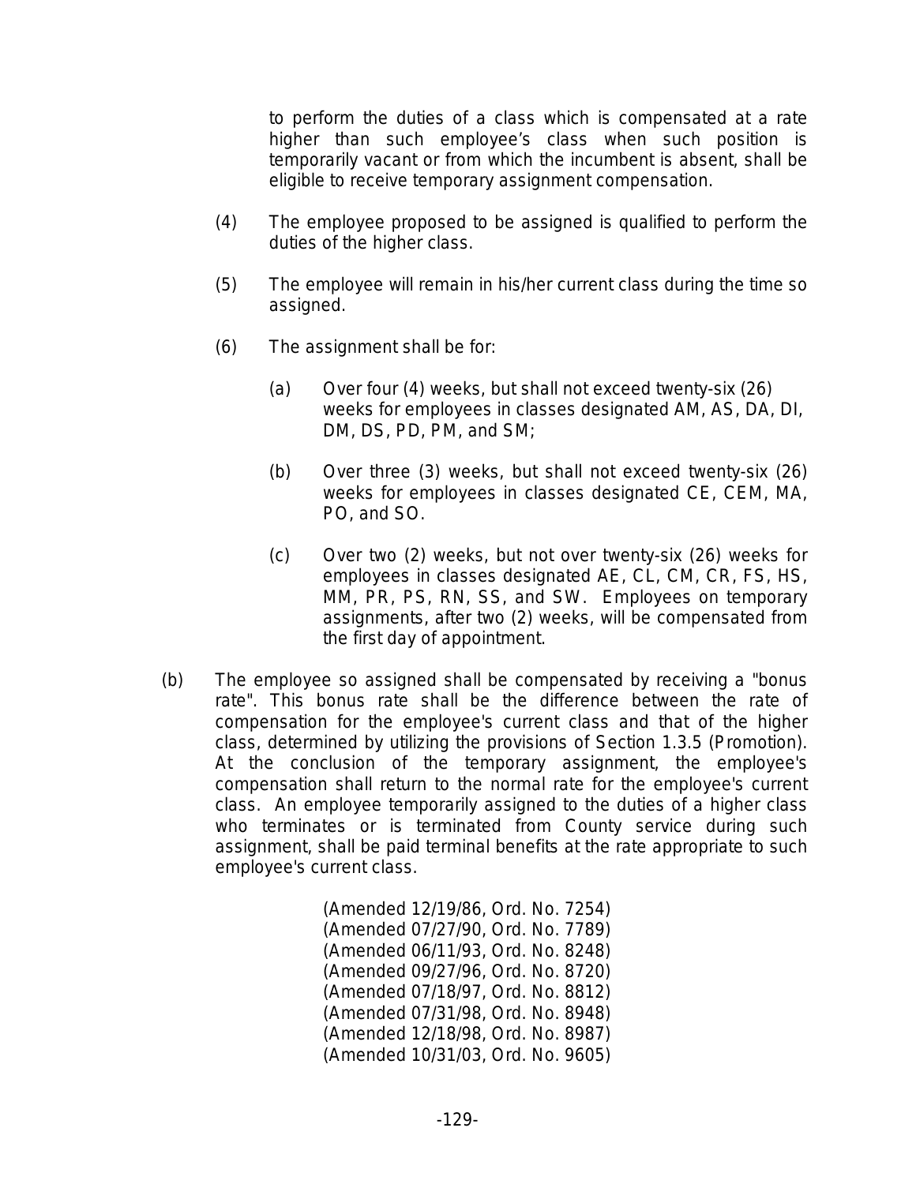to perform the duties of a class which is compensated at a rate higher than such employee's class when such position is temporarily vacant or from which the incumbent is absent, shall be eligible to receive temporary assignment compensation.

(4) The employee proposed to be assigned is qualified to perform the duties of the higher class.

(5) The employee will remain in his/her current class during the time so assigned.

(6) The assignment shall be for:

(a) Over four (4) weeks, but shall not exceed twenty-six (26) weeks for employees in classes designated AM, AS, DA, DI, DM, DS, PD, PM, and SM;

(b) Over three (3) weeks, but shall not exceed twenty-six (26) weeks for employees in classes designated CE, CEM, MA, PO, and SO.

(c) Over two (2) weeks, but not over twenty-six (26) weeks for employees in classes designated AE, CL, CM, CR, FS, HS, MM, PR, PS, RN, SS, and SW. Employees on temporary assignments, after two (2) weeks, will be compensated from the first day of appointment.

(b) The employee so assigned shall be compensated by receiving a "bonus rate". This bonus rate shall be the difference between the rate of compensation for the employee's current class and that of the higher class, determined by utilizing the provisions of Section 1.3.5 (Promotion). At the conclusion of the temporary assignment, the employee's compensation shall return to the normal rate for the employee's current class. An employee temporarily assigned to the duties of a higher class who terminates or is terminated from County service during such assignment, shall be paid terminal benefits at the rate appropriate to such employee's current class.

(Amended 12/19/86, Ord. No. 7254)
(Amended 07/27/90, Ord. No. 7789)
(Amended 06/11/93, Ord. No. 8248)
(Amended 09/27/96, Ord. No. 8720)
(Amended 07/18/97, Ord. No. 8812)
(Amended 07/31/98, Ord. No. 8948)
(Amended 12/18/98, Ord. No. 8987)
(Amended 10/31/03, Ord. No. 9605)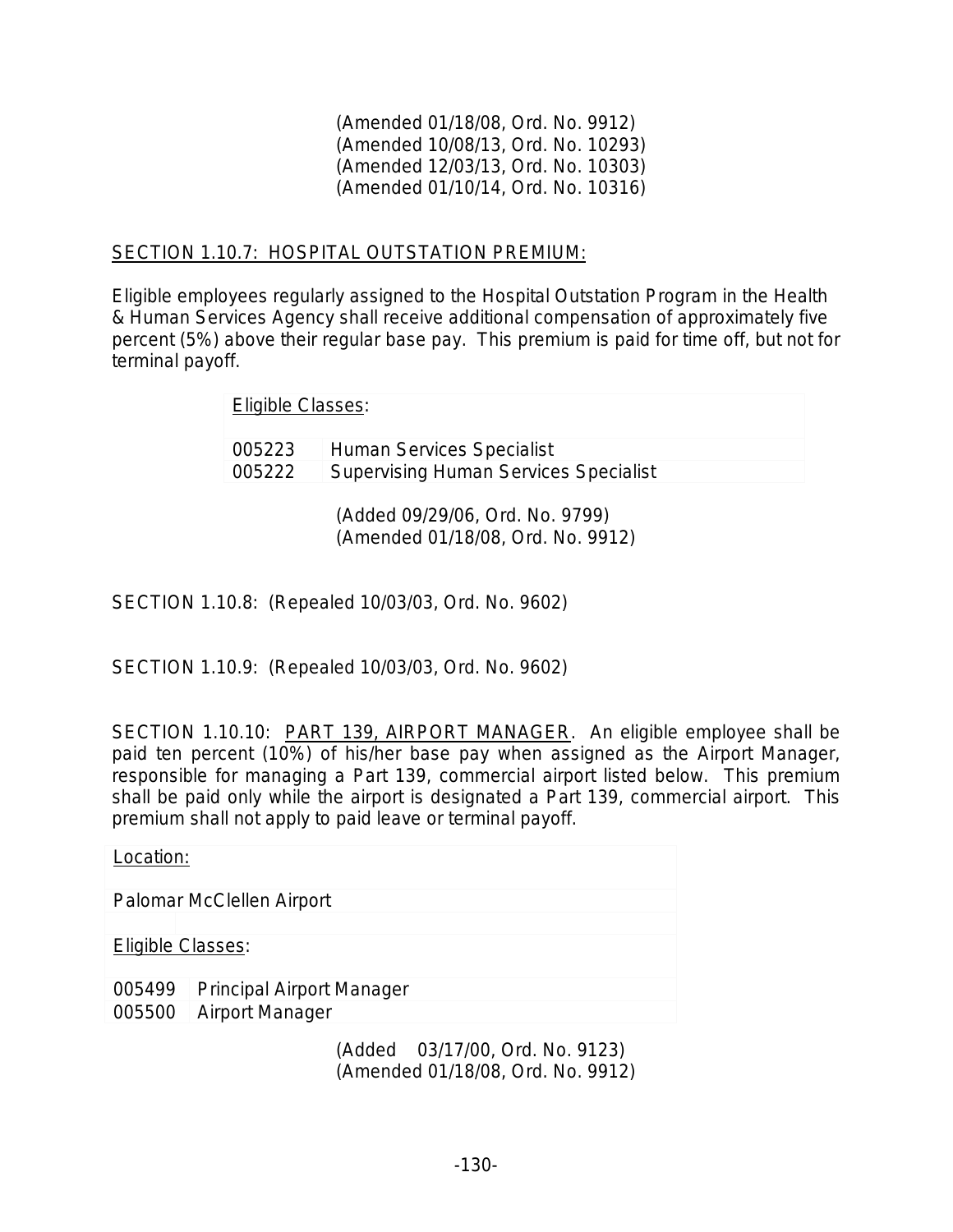(Amended 01/18/08, Ord. No. 9912)
(Amended 10/08/13, Ord. No. 10293)
(Amended 12/03/13, Ord. No. 10303)
(Amended 01/10/14, Ord. No. 10316)

SECTION 1.10.7: HOSPITAL OUTSTATION PREMIUM:

Eligible employees regularly assigned to the Hospital Outstation Program in the Health & Human Services Agency shall receive additional compensation of approximately five percent (5%) above their regular base pay. This premium is paid for time off, but not for terminal payoff.

| Eligible Classes: | |
|---|---|
| 005223 | Human Services Specialist |
| 005222 | Supervising Human Services Specialist |

(Added 09/29/06, Ord. No. 9799)
(Amended 01/18/08, Ord. No. 9912)

SECTION 1.10.8: (Repealed 10/03/03, Ord. No. 9602)

SECTION 1.10.9: (Repealed 10/03/03, Ord. No. 9602)

SECTION 1.10.10: PART 139, AIRPORT MANAGER. An eligible employee shall be paid ten percent (10%) of his/her base pay when assigned as the Airport Manager, responsible for managing a Part 139, commercial airport listed below. This premium shall be paid only while the airport is designated a Part 139, commercial airport. This premium shall not apply to paid leave or terminal payoff.

| Location: | |
|---|---|
| Palomar McClellen Airport | |
| | |
| Eligible Classes: | |
| 005499 | Principal Airport Manager |
| 005500 | Airport Manager |

(Added 03/17/00, Ord. No. 9123)
(Amended 01/18/08, Ord. No. 9912)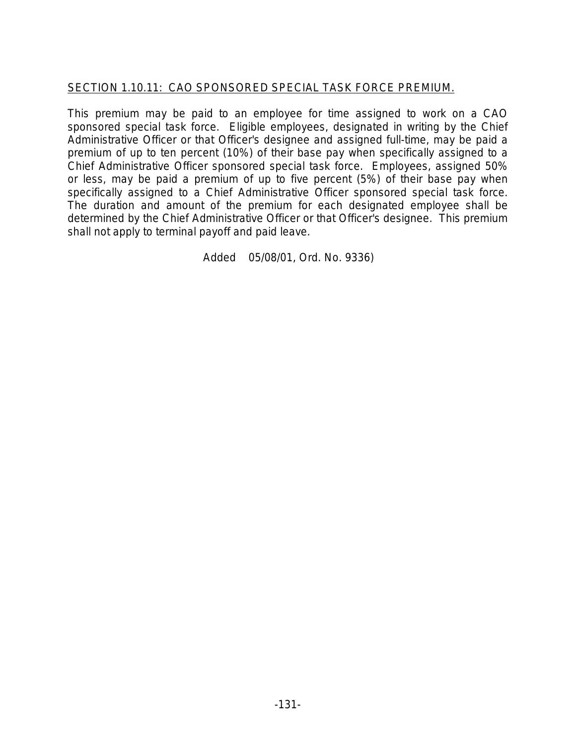## SECTION 1.10.11: CAO SPONSORED SPECIAL TASK FORCE PREMIUM.

This premium may be paid to an employee for time assigned to work on a CAO sponsored special task force. Eligible employees, designated in writing by the Chief Administrative Officer or that Officer's designee and assigned full-time, may be paid a premium of up to ten percent (10%) of their base pay when specifically assigned to a Chief Administrative Officer sponsored special task force. Employees, assigned 50% or less, may be paid a premium of up to five percent (5%) of their base pay when specifically assigned to a Chief Administrative Officer sponsored special task force. The duration and amount of the premium for each designated employee shall be determined by the Chief Administrative Officer or that Officer's designee. This premium shall not apply to terminal payoff and paid leave.

Added 05/08/01, Ord. No. 9336)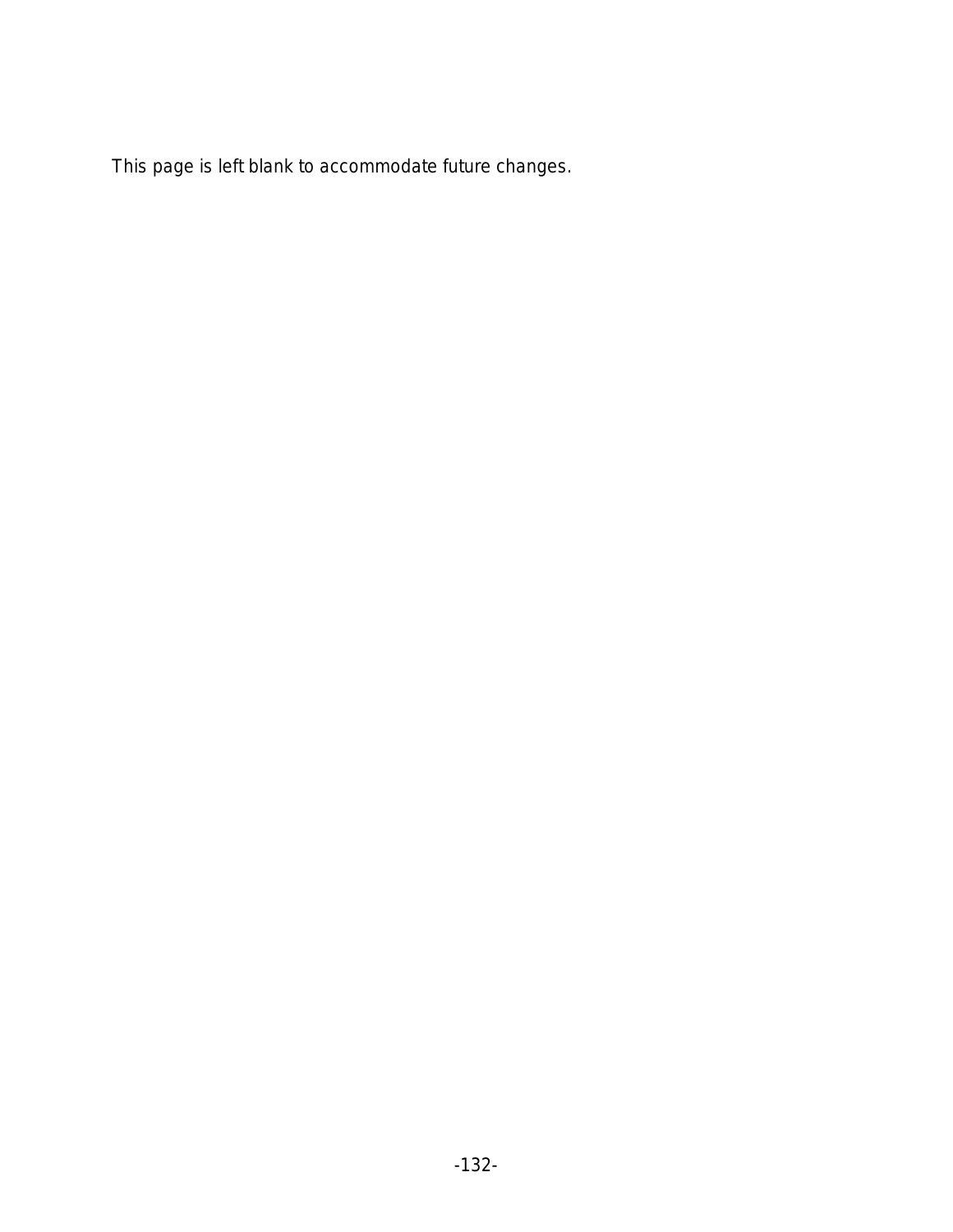This page is left blank to accommodate future changes.